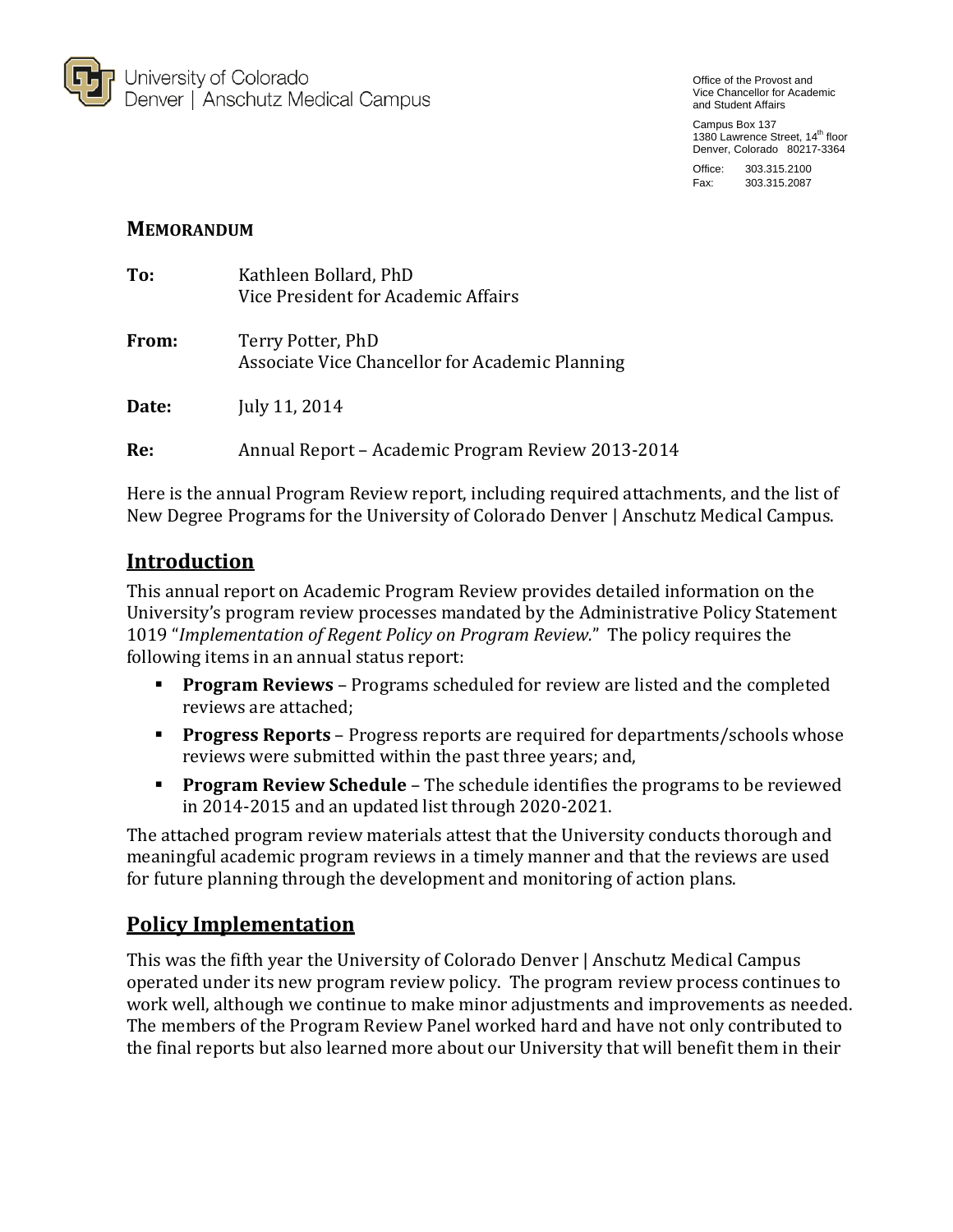University of Colorado
Denver | Anschutz Medical Campus

Office of the Provost and
Vice Chancellor for Academic
and Student Affairs

Campus Box 137
1380 Lawrence Street, 14th floor
Denver, Colorado 80217-3364

Office: 303.315.2100
Fax: 303.315.2087

## MEMORANDUM

**To:** Kathleen Bollard, PhD
Vice President for Academic Affairs

**From:** Terry Potter, PhD
Associate Vice Chancellor for Academic Planning

**Date:** July 11, 2014

**Re:** Annual Report – Academic Program Review 2013-2014

Here is the annual Program Review report, including required attachments, and the list of New Degree Programs for the University of Colorado Denver | Anschutz Medical Campus.

## Introduction

This annual report on Academic Program Review provides detailed information on the University's program review processes mandated by the Administrative Policy Statement 1019 "*Implementation of Regent Policy on Program Review.*" The policy requires the following items in an annual status report:

- **Program Reviews** – Programs scheduled for review are listed and the completed reviews are attached;
- **Progress Reports** – Progress reports are required for departments/schools whose reviews were submitted within the past three years; and,
- **Program Review Schedule** – The schedule identifies the programs to be reviewed in 2014-2015 and an updated list through 2020-2021.

The attached program review materials attest that the University conducts thorough and meaningful academic program reviews in a timely manner and that the reviews are used for future planning through the development and monitoring of action plans.

## Policy Implementation

This was the fifth year the University of Colorado Denver | Anschutz Medical Campus operated under its new program review policy. The program review process continues to work well, although we continue to make minor adjustments and improvements as needed. The members of the Program Review Panel worked hard and have not only contributed to the final reports but also learned more about our University that will benefit them in their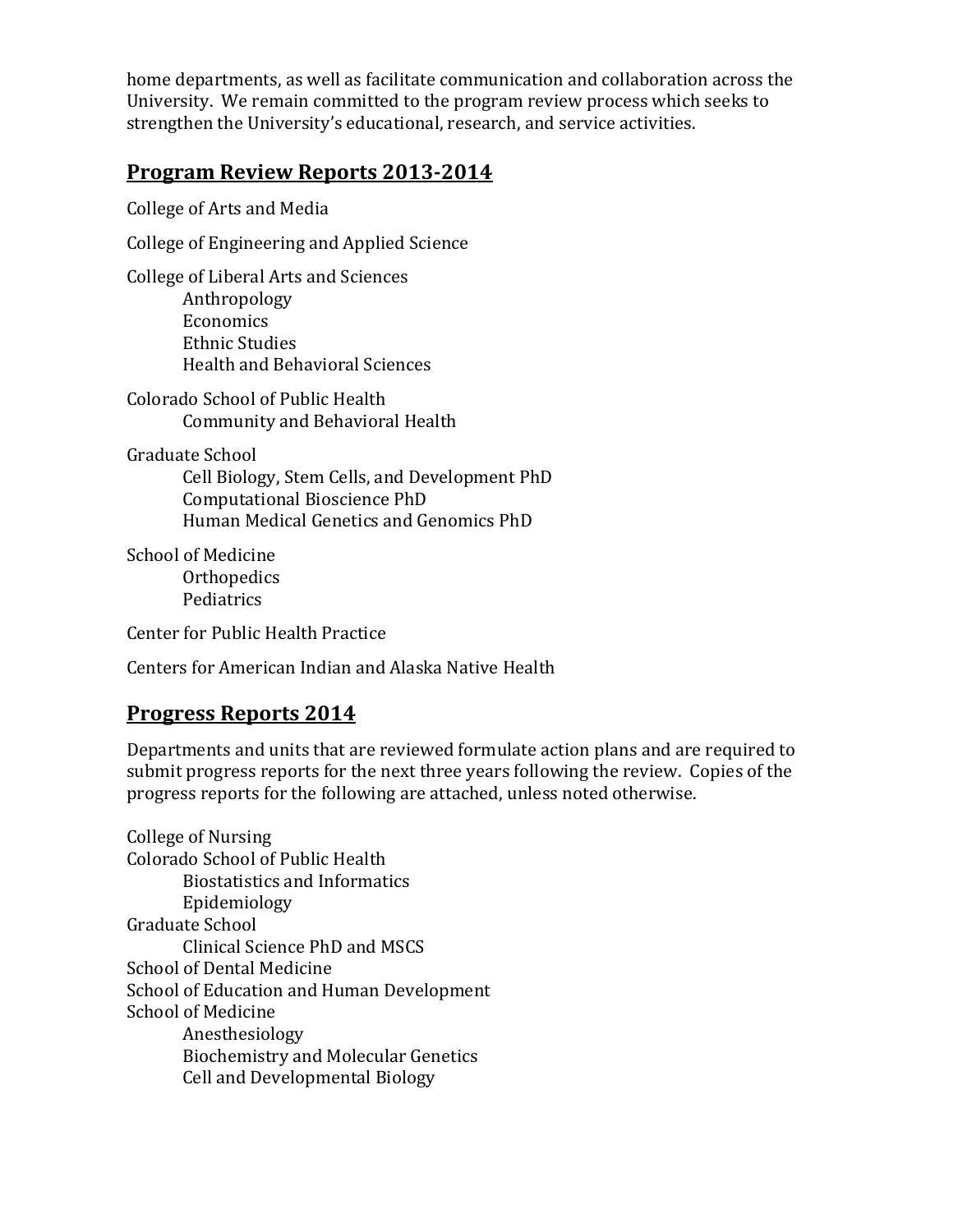home departments, as well as facilitate communication and collaboration across the University. We remain committed to the program review process which seeks to strengthen the University's educational, research, and service activities.

## Program Review Reports 2013-2014

College of Arts and Media

College of Engineering and Applied Science

College of Liberal Arts and Sciences
- Anthropology
- Economics
- Ethnic Studies
- Health and Behavioral Sciences

Colorado School of Public Health
- Community and Behavioral Health

Graduate School
- Cell Biology, Stem Cells, and Development PhD
- Computational Bioscience PhD
- Human Medical Genetics and Genomics PhD

School of Medicine
- Orthopedics
- Pediatrics

Center for Public Health Practice

Centers for American Indian and Alaska Native Health

## Progress Reports 2014

Departments and units that are reviewed formulate action plans and are required to submit progress reports for the next three years following the review. Copies of the progress reports for the following are attached, unless noted otherwise.

College of Nursing

Colorado School of Public Health
- Biostatistics and Informatics
- Epidemiology

Graduate School
- Clinical Science PhD and MSCS

School of Dental Medicine

School of Education and Human Development

School of Medicine
- Anesthesiology
- Biochemistry and Molecular Genetics
- Cell and Developmental Biology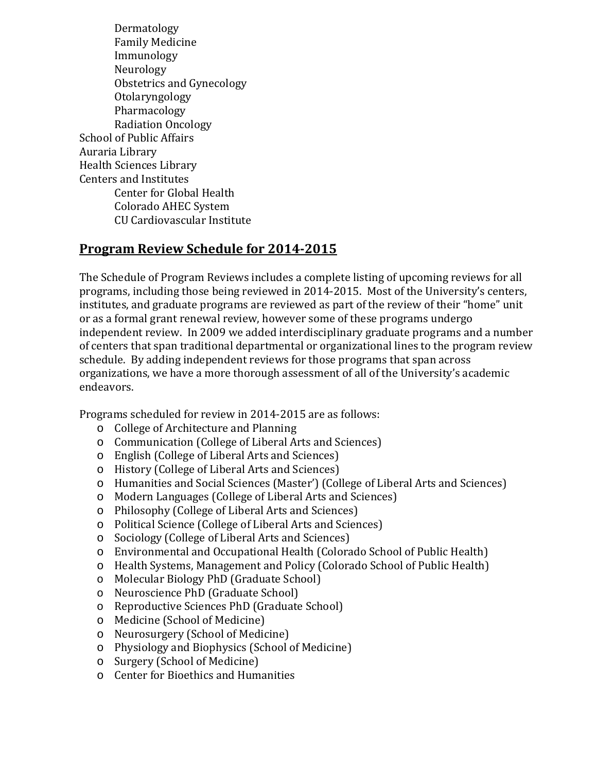- Dermatology
- Family Medicine
- Immunology
- Neurology
- Obstetrics and Gynecology
- Otolaryngology
- Pharmacology
- Radiation Oncology

School of Public Affairs
Auraria Library
Health Sciences Library
Centers and Institutes

- Center for Global Health
- Colorado AHEC System
- CU Cardiovascular Institute

## Program Review Schedule for 2014-2015

The Schedule of Program Reviews includes a complete listing of upcoming reviews for all programs, including those being reviewed in 2014-2015. Most of the University's centers, institutes, and graduate programs are reviewed as part of the review of their "home" unit or as a formal grant renewal review, however some of these programs undergo independent review. In 2009 we added interdisciplinary graduate programs and a number of centers that span traditional departmental or organizational lines to the program review schedule. By adding independent reviews for those programs that span across organizations, we have a more thorough assessment of all of the University's academic endeavors.

Programs scheduled for review in 2014-2015 are as follows:

- College of Architecture and Planning
- Communication (College of Liberal Arts and Sciences)
- English (College of Liberal Arts and Sciences)
- History (College of Liberal Arts and Sciences)
- Humanities and Social Sciences (Master') (College of Liberal Arts and Sciences)
- Modern Languages (College of Liberal Arts and Sciences)
- Philosophy (College of Liberal Arts and Sciences)
- Political Science (College of Liberal Arts and Sciences)
- Sociology (College of Liberal Arts and Sciences)
- Environmental and Occupational Health (Colorado School of Public Health)
- Health Systems, Management and Policy (Colorado School of Public Health)
- Molecular Biology PhD (Graduate School)
- Neuroscience PhD (Graduate School)
- Reproductive Sciences PhD (Graduate School)
- Medicine (School of Medicine)
- Neurosurgery (School of Medicine)
- Physiology and Biophysics (School of Medicine)
- Surgery (School of Medicine)
- Center for Bioethics and Humanities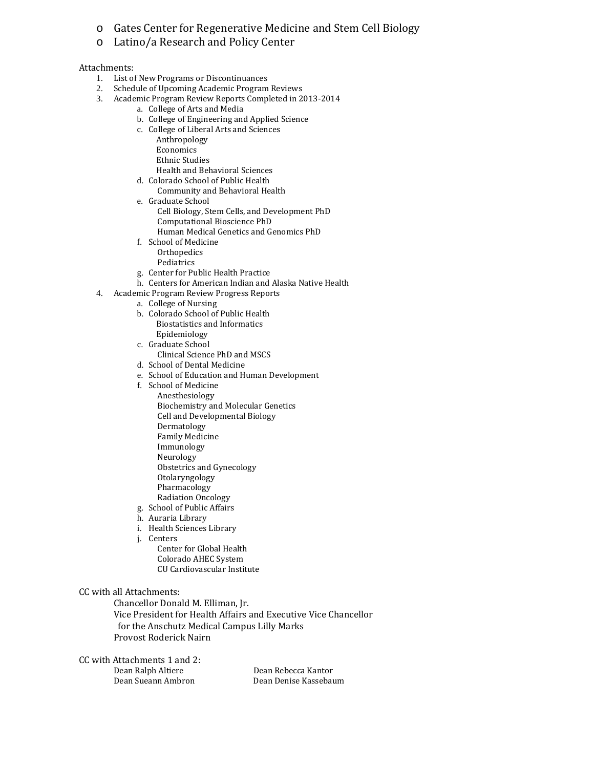- Gates Center for Regenerative Medicine and Stem Cell Biology
- Latino/a Research and Policy Center

Attachments:

1. List of New Programs or Discontinuances
2. Schedule of Upcoming Academic Program Reviews
3. Academic Program Review Reports Completed in 2013-2014
   a. College of Arts and Media
   b. College of Engineering and Applied Science
   c. College of Liberal Arts and Sciences
      - Anthropology
      - Economics
      - Ethnic Studies
      - Health and Behavioral Sciences
   d. Colorado School of Public Health
      - Community and Behavioral Health
   e. Graduate School
      - Cell Biology, Stem Cells, and Development PhD
      - Computational Bioscience PhD
      - Human Medical Genetics and Genomics PhD
   f. School of Medicine
      - Orthopedics
      - Pediatrics
   g. Center for Public Health Practice
   h. Centers for American Indian and Alaska Native Health
4. Academic Program Review Progress Reports
   a. College of Nursing
   b. Colorado School of Public Health
      - Biostatistics and Informatics
      - Epidemiology
   c. Graduate School
      - Clinical Science PhD and MSCS
   d. School of Dental Medicine
   e. School of Education and Human Development
   f. School of Medicine
      - Anesthesiology
      - Biochemistry and Molecular Genetics
      - Cell and Developmental Biology
      - Dermatology
      - Family Medicine
      - Immunology
      - Neurology
      - Obstetrics and Gynecology
      - Otolaryngology
      - Pharmacology
      - Radiation Oncology
   g. School of Public Affairs
   h. Auraria Library
   i. Health Sciences Library
   j. Centers
      - Center for Global Health
      - Colorado AHEC System
      - CU Cardiovascular Institute

CC with all Attachments:

Chancellor Donald M. Elliman, Jr.
Vice President for Health Affairs and Executive Vice Chancellor for the Anschutz Medical Campus Lilly Marks
Provost Roderick Nairn

CC with Attachments 1 and 2:

Dean Ralph Altiere
Dean Sueann Ambron
Dean Rebecca Kantor
Dean Denise Kassebaum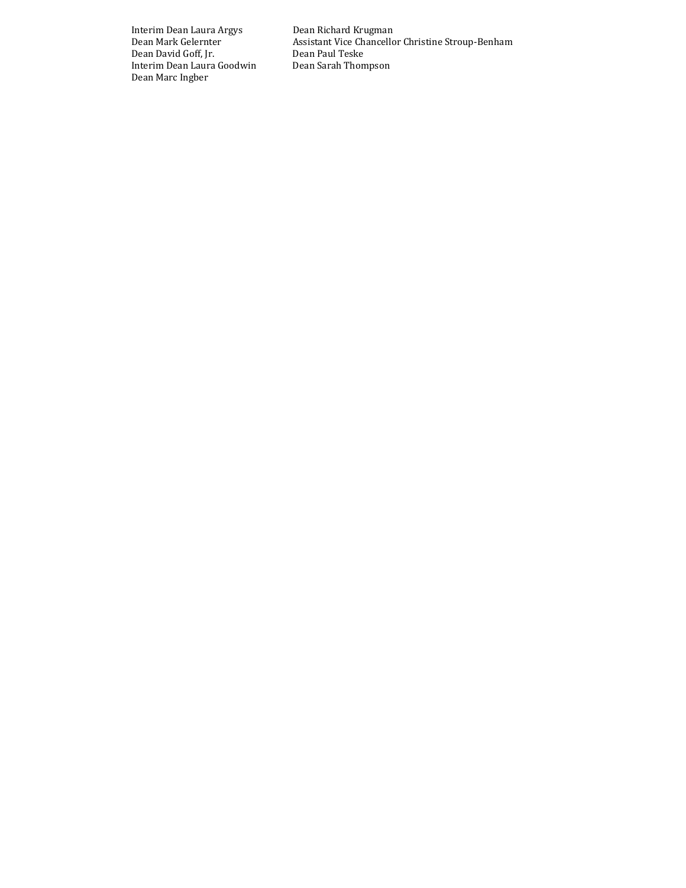Interim Dean Laura Argys
Dean Mark Gelernter
Dean David Goff, Jr.
Interim Dean Laura Goodwin
Dean Marc Ingber
Dean Richard Krugman
Assistant Vice Chancellor Christine Stroup-Benham
Dean Paul Teske
Dean Sarah Thompson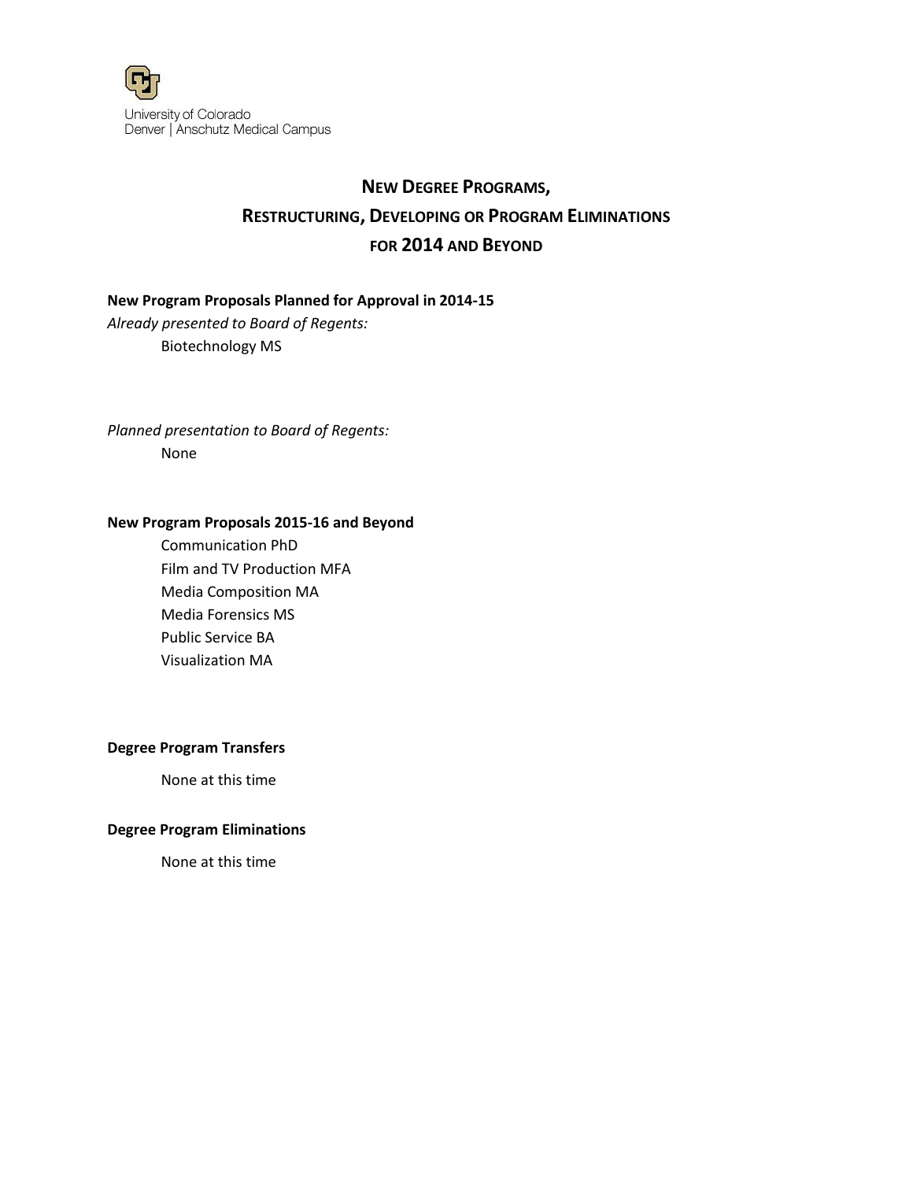University of Colorado
Denver | Anschutz Medical Campus

# NEW DEGREE PROGRAMS, RESTRUCTURING, DEVELOPING OR PROGRAM ELIMINATIONS FOR 2014 AND BEYOND

**New Program Proposals Planned for Approval in 2014-15**

*Already presented to Board of Regents:*

Biotechnology MS

*Planned presentation to Board of Regents:*

None

**New Program Proposals 2015-16 and Beyond**

Communication PhD
Film and TV Production MFA
Media Composition MA
Media Forensics MS
Public Service BA
Visualization MA

**Degree Program Transfers**

None at this time

**Degree Program Eliminations**

None at this time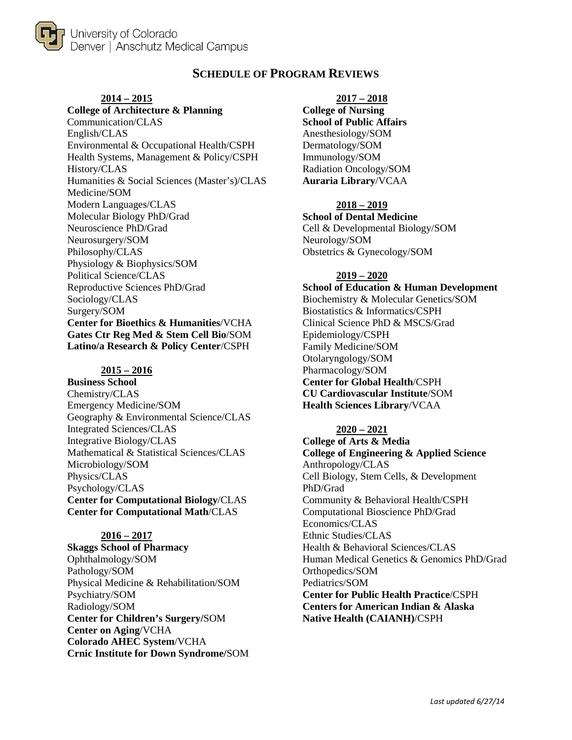# SCHEDULE OF PROGRAM REVIEWS

**2014 – 2015**

**College of Architecture & Planning**
Communication/CLAS
English/CLAS
Environmental & Occupational Health/CSPH
Health Systems, Management & Policy/CSPH
History/CLAS
Humanities & Social Sciences (Master's)/CLAS
Medicine/SOM
Modern Languages/CLAS
Molecular Biology PhD/Grad
Neuroscience PhD/Grad
Neurosurgery/SOM
Philosophy/CLAS
Physiology & Biophysics/SOM
Political Science/CLAS
Reproductive Sciences PhD/Grad
Sociology/CLAS
Surgery/SOM
**Center for Bioethics & Humanities**/VCHA
**Gates Ctr Reg Med & Stem Cell Bio**/SOM
**Latino/a Research & Policy Center**/CSPH

**2015 – 2016**

**Business School**
Chemistry/CLAS
Emergency Medicine/SOM
Geography & Environmental Science/CLAS
Integrated Sciences/CLAS
Integrative Biology/CLAS
Mathematical & Statistical Sciences/CLAS
Microbiology/SOM
Physics/CLAS
Psychology/CLAS
**Center for Computational Biology**/CLAS
**Center for Computational Math**/CLAS

**2016 – 2017**

**Skaggs School of Pharmacy**
Ophthalmology/SOM
Pathology/SOM
Physical Medicine & Rehabilitation/SOM
Psychiatry/SOM
Radiology/SOM
**Center for Children's Surgery/**SOM
**Center on Aging**/VCHA
**Colorado AHEC System**/VCHA
**Crnic Institute for Down Syndrome/**SOM

**2017 – 2018**

**College of Nursing**
**School of Public Affairs**
Anesthesiology/SOM
Dermatology/SOM
Immunology/SOM
Radiation Oncology/SOM
**Auraria Library**/VCAA

**2018 – 2019**

**School of Dental Medicine**
Cell & Developmental Biology/SOM
Neurology/SOM
Obstetrics & Gynecology/SOM

**2019 – 2020**

**School of Education & Human Development**
Biochemistry & Molecular Genetics/SOM
Biostatistics & Informatics/CSPH
Clinical Science PhD & MSCS/Grad
Epidemiology/CSPH
Family Medicine/SOM
Otolaryngology/SOM
Pharmacology/SOM
**Center for Global Health**/CSPH
**CU Cardiovascular Institute**/SOM
**Health Sciences Library**/VCAA

**2020 – 2021**

**College of Arts & Media**
**College of Engineering & Applied Science**
Anthropology/CLAS
Cell Biology, Stem Cells, & Development PhD/Grad
Community & Behavioral Health/CSPH
Computational Bioscience PhD/Grad
Economics/CLAS
Ethnic Studies/CLAS
Health & Behavioral Sciences/CLAS
Human Medical Genetics & Genomics PhD/Grad
Orthopedics/SOM
Pediatrics/SOM
**Center for Public Health Practice**/CSPH
**Centers for American Indian & Alaska Native Health (CAIANH)/**CSPH

*Last updated 6/27/14*